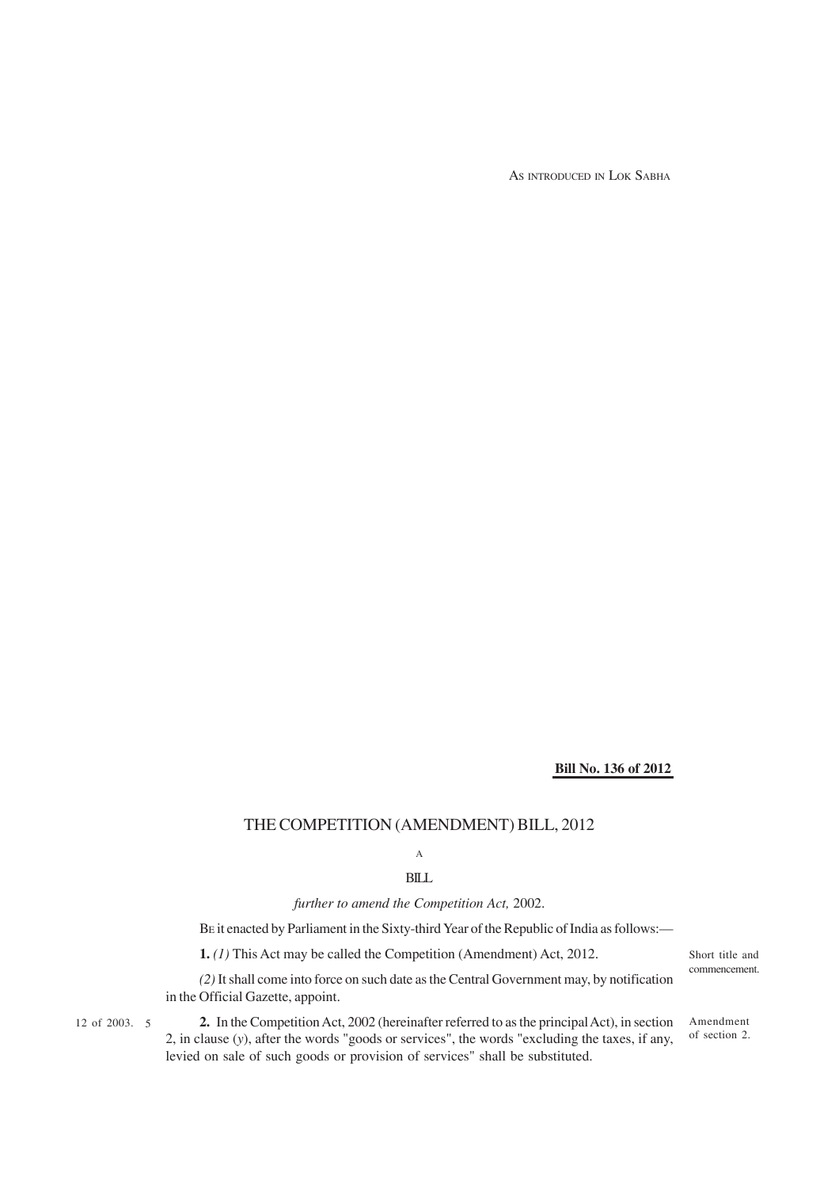AS INTRODUCED IN LOK SABHA

**Bill No. 136 of 2012**

# THE COMPETITION (AMENDMENT) BILL, 2012

A

BILL

*further to amend the Competition Act,* 2002.

BE it enacted by Parliament in the Sixty-third Year of the Republic of India as follows:—

Short title and commencement.

**1.** *(1)* This Act may be called the Competition (Amendment) Act, 2012.

*(2)* It shall come into force on such date as the Central Government may, by notification in the Official Gazette, appoint.

Amendment of section 2.

12 of 2003.

**2.** In the Competition Act, 2002 (hereinafter referred to as the principal Act), in section 2, in clause (*y*), after the words "goods or services", the words "excluding the taxes, if any, levied on sale of such goods or provision of services" shall be substituted.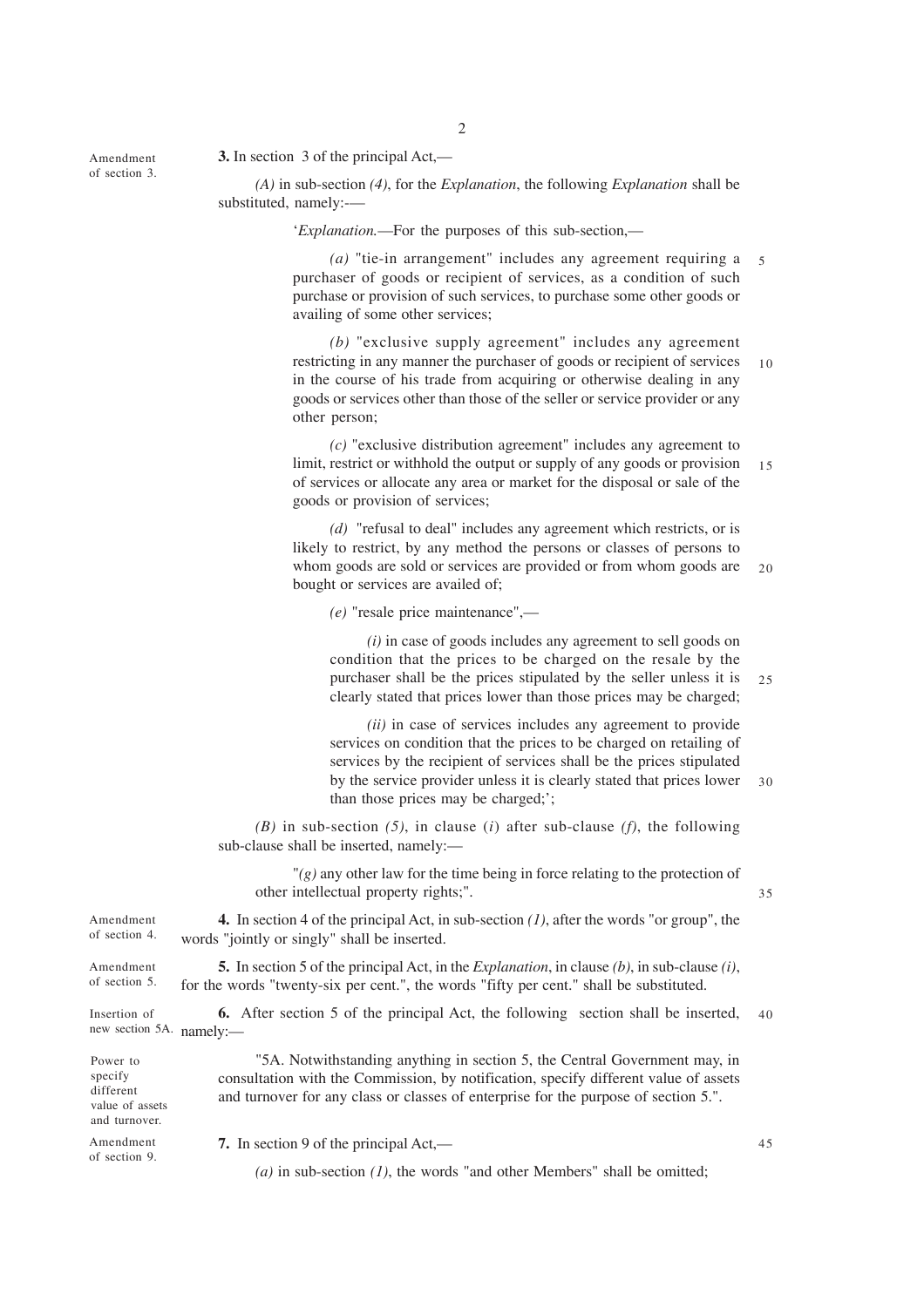*Amendment of section 3.*

**3.** In section 3 of the principal Act,—

*(A)* in sub-section *(4)*, for the *Explanation*, the following *Explanation* shall be substituted, namely:-—

'*Explanation.*—For the purposes of this sub-section,—

*(a)* "tie-in arrangement" includes any agreement requiring a purchaser of goods or recipient of services, as a condition of such purchase or provision of such services, to purchase some other goods or availing of some other services;

*(b)* "exclusive supply agreement" includes any agreement restricting in any manner the purchaser of goods or recipient of services in the course of his trade from acquiring or otherwise dealing in any goods or services other than those of the seller or service provider or any other person;

*(c)* "exclusive distribution agreement" includes any agreement to limit, restrict or withhold the output or supply of any goods or provision of services or allocate any area or market for the disposal or sale of the goods or provision of services;

*(d)* "refusal to deal" includes any agreement which restricts, or is likely to restrict, by any method the persons or classes of persons to whom goods are sold or services are provided or from whom goods are bought or services are availed of;

*(e)* "resale price maintenance",—

*(i)* in case of goods includes any agreement to sell goods on condition that the prices to be charged on the resale by the purchaser shall be the prices stipulated by the seller unless it is clearly stated that prices lower than those prices may be charged;

*(ii)* in case of services includes any agreement to provide services on condition that the prices to be charged on retailing of services by the recipient of services shall be the prices stipulated by the service provider unless it is clearly stated that prices lower than those prices may be charged;';

*(B)* in sub-section *(5)*, in clause (*i*) after sub-clause *(f)*, the following sub-clause shall be inserted, namely:—

"*(g)* any other law for the time being in force relating to the protection of other intellectual property rights;".

*Amendment of section 4.*

**4.** In section 4 of the principal Act, in sub-section *(1)*, after the words "or group", the words "jointly or singly" shall be inserted.

*Amendment of section 5.*

**5.** In section 5 of the principal Act, in the *Explanation*, in clause *(b)*, in sub-clause *(i)*, for the words "twenty-six per cent.", the words "fifty per cent." shall be substituted.

*Insertion of new section 5A.*

**6.** After section 5 of the principal Act, the following section shall be inserted, namely:—

*Power to specify different value of assets and turnover.*

"5A. Notwithstanding anything in section 5, the Central Government may, in consultation with the Commission, by notification, specify different value of assets and turnover for any class or classes of enterprise for the purpose of section 5.".

*Amendment of section 9.*

**7.** In section 9 of the principal Act,—

*(a)* in sub-section *(1)*, the words "and other Members" shall be omitted;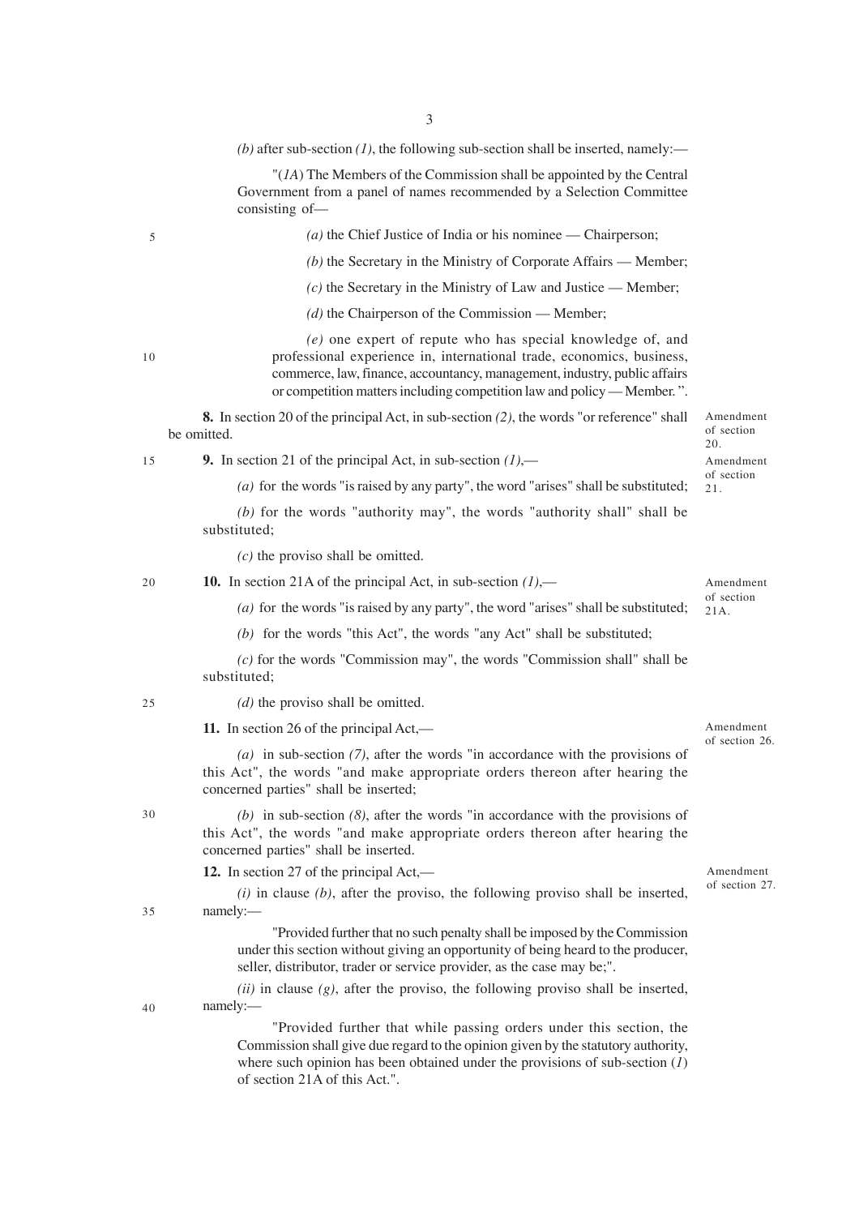*(b)* after sub-section *(1)*, the following sub-section shall be inserted, namely:—

"(*1A*) The Members of the Commission shall be appointed by the Central Government from a panel of names recommended by a Selection Committee consisting of—

*(a)* the Chief Justice of India or his nominee — Chairperson;

*(b)* the Secretary in the Ministry of Corporate Affairs — Member;

*(c)* the Secretary in the Ministry of Law and Justice — Member;

*(d)* the Chairperson of the Commission — Member;

*(e)* one expert of repute who has special knowledge of, and professional experience in, international trade, economics, business, commerce, law, finance, accountancy, management, industry, public affairs or competition matters including competition law and policy — Member. ".

Amendment of section 20.

**8.** In section 20 of the principal Act, in sub-section *(2)*, the words "or reference" shall be omitted.

Amendment of section 21.

**9.** In section 21 of the principal Act, in sub-section *(1)*,—

*(a)* for the words "is raised by any party", the word "arises" shall be substituted;

*(b)* for the words "authority may", the words "authority shall" shall be substituted;

*(c)* the proviso shall be omitted.

Amendment of section 21A.

**10.** In section 21A of the principal Act, in sub-section *(1)*,—

*(a)* for the words "is raised by any party", the word "arises" shall be substituted;

*(b)* for the words "this Act", the words "any Act" shall be substituted;

*(c)* for the words "Commission may", the words "Commission shall" shall be substituted;

*(d)* the proviso shall be omitted.

Amendment of section 26.

**11.** In section 26 of the principal Act,—

*(a)* in sub-section *(7)*, after the words "in accordance with the provisions of this Act", the words "and make appropriate orders thereon after hearing the concerned parties" shall be inserted;

*(b)* in sub-section *(8)*, after the words "in accordance with the provisions of this Act", the words "and make appropriate orders thereon after hearing the concerned parties" shall be inserted.

Amendment of section 27.

**12.** In section 27 of the principal Act,—

*(i)* in clause *(b)*, after the proviso, the following proviso shall be inserted, namely:—

"Provided further that no such penalty shall be imposed by the Commission under this section without giving an opportunity of being heard to the producer, seller, distributor, trader or service provider, as the case may be;".

*(ii)* in clause *(g)*, after the proviso, the following proviso shall be inserted, namely:—

"Provided further that while passing orders under this section, the Commission shall give due regard to the opinion given by the statutory authority, where such opinion has been obtained under the provisions of sub-section (*1*) of section 21A of this Act.".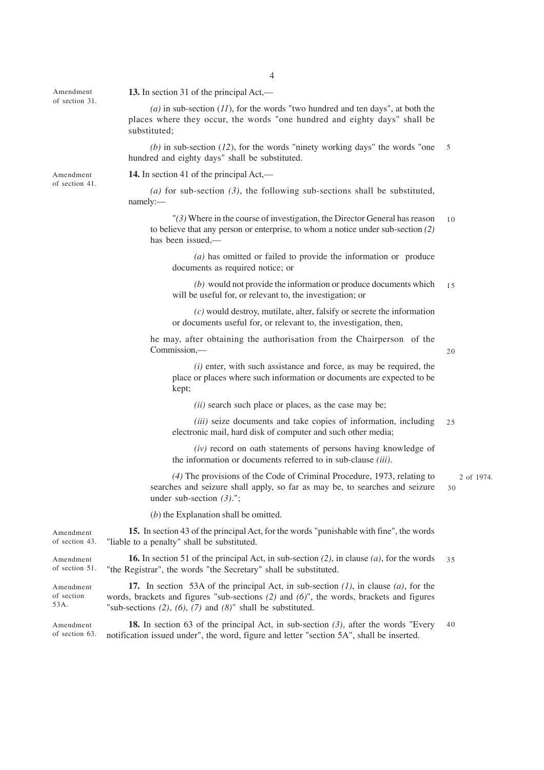Amendment of section 31.

**13.** In section 31 of the principal Act,—

*(a)* in sub-section (*11*), for the words "two hundred and ten days", at both the places where they occur, the words "one hundred and eighty days" shall be substituted;

*(b)* in sub-section (*12*), for the words "ninety working days" the words "one hundred and eighty days" shall be substituted.

Amendment of section 41.

**14.** In section 41 of the principal Act,—

*(a)* for sub-section *(3)*, the following sub-sections shall be substituted, namely:—

"*(3)* Where in the course of investigation, the Director General has reason to believe that any person or enterprise, to whom a notice under sub-section *(2)* has been issued,—

*(a)* has omitted or failed to provide the information or produce documents as required notice; or

*(b)* would not provide the information or produce documents which will be useful for, or relevant to, the investigation; or

*(c)* would destroy, mutilate, alter, falsify or secrete the information or documents useful for, or relevant to, the investigation, then,

he may, after obtaining the authorisation from the Chairperson of the Commission,—

*(i)* enter, with such assistance and force, as may be required, the place or places where such information or documents are expected to be kept;

*(ii)* search such place or places, as the case may be;

*(iii)* seize documents and take copies of information, including electronic mail, hard disk of computer and such other media;

*(iv)* record on oath statements of persons having knowledge of the information or documents referred to in sub-clause *(iii)*.

*(4)* The provisions of the Code of Criminal Procedure, 1973, relating to searches and seizure shall apply, so far as may be, to searches and seizure under sub-section *(3)*."; 2 of 1974.

(*b*) the Explanation shall be omitted.

Amendment of section 43.

**15.** In section 43 of the principal Act, for the words "punishable with fine", the words "liable to a penalty" shall be substituted.

Amendment of section 51.

**16.** In section 51 of the principal Act, in sub-section *(2)*, in clause *(a)*, for the words "the Registrar", the words "the Secretary" shall be substituted.

Amendment of section 53A.

**17.** In section 53A of the principal Act, in sub-section *(1)*, in clause *(a)*, for the words, brackets and figures "sub-sections *(2)* and *(6)*", the words, brackets and figures "sub-sections *(2)*, *(6)*, *(7)* and *(8)*" shall be substituted.

Amendment of section 63.

**18.** In section 63 of the principal Act, in sub-section *(3)*, after the words "Every notification issued under", the word, figure and letter "section 5A", shall be inserted.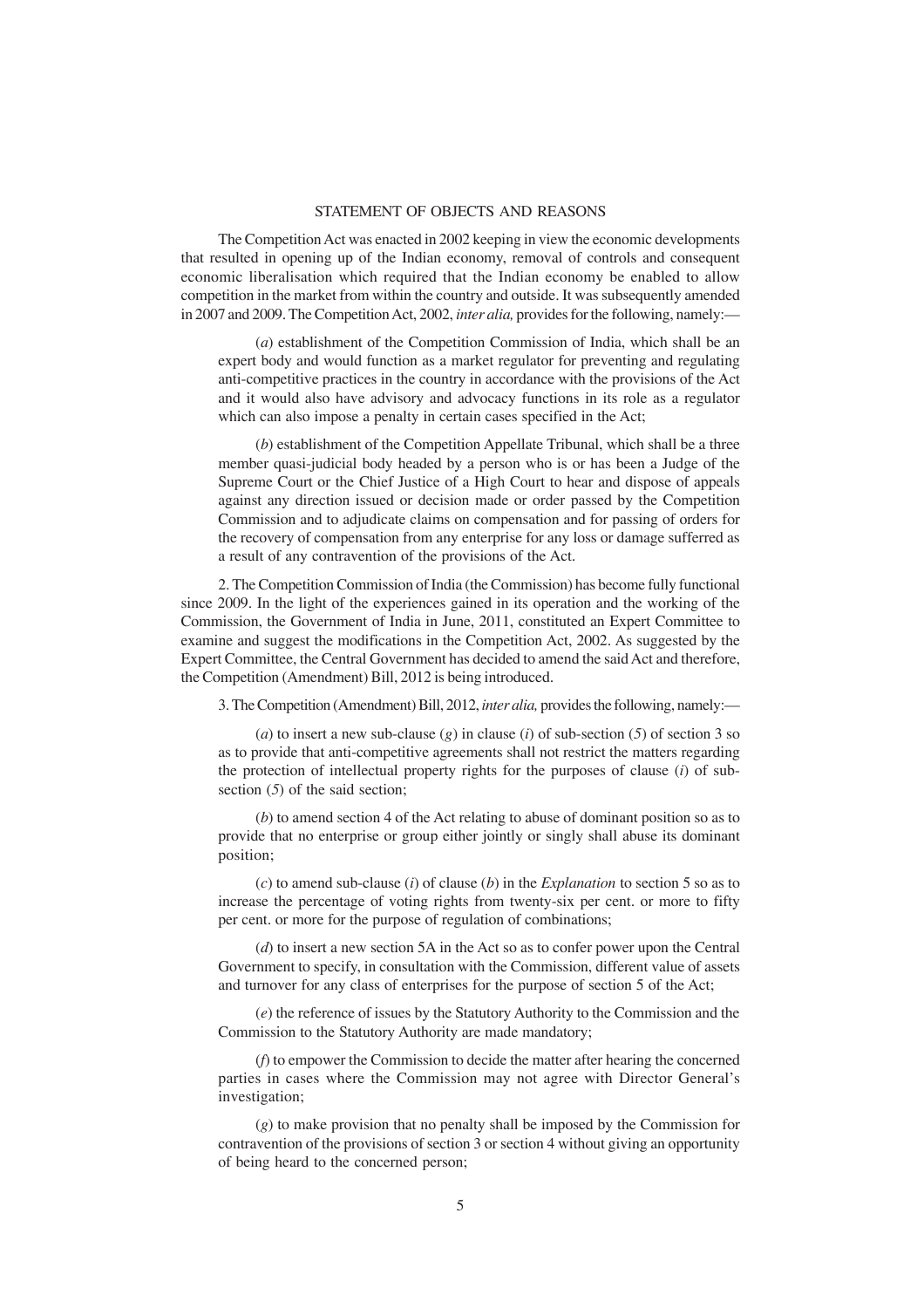## STATEMENT OF OBJECTS AND REASONS

The Competition Act was enacted in 2002 keeping in view the economic developments that resulted in opening up of the Indian economy, removal of controls and consequent economic liberalisation which required that the Indian economy be enabled to allow competition in the market from within the country and outside. It was subsequently amended in 2007 and 2009. The Competition Act, 2002, *inter alia,* provides for the following, namely:—

(*a*) establishment of the Competition Commission of India, which shall be an expert body and would function as a market regulator for preventing and regulating anti-competitive practices in the country in accordance with the provisions of the Act and it would also have advisory and advocacy functions in its role as a regulator which can also impose a penalty in certain cases specified in the Act;

(*b*) establishment of the Competition Appellate Tribunal, which shall be a three member quasi-judicial body headed by a person who is or has been a Judge of the Supreme Court or the Chief Justice of a High Court to hear and dispose of appeals against any direction issued or decision made or order passed by the Competition Commission and to adjudicate claims on compensation and for passing of orders for the recovery of compensation from any enterprise for any loss or damage sufferred as a result of any contravention of the provisions of the Act.

2. The Competition Commission of India (the Commission) has become fully functional since 2009. In the light of the experiences gained in its operation and the working of the Commission, the Government of India in June, 2011, constituted an Expert Committee to examine and suggest the modifications in the Competition Act, 2002. As suggested by the Expert Committee, the Central Government has decided to amend the said Act and therefore, the Competition (Amendment) Bill, 2012 is being introduced.

3. The Competition (Amendment) Bill, 2012, *inter alia,* provides the following, namely:—

(*a*) to insert a new sub-clause (*g*) in clause (*i*) of sub-section (*5*) of section 3 so as to provide that anti-competitive agreements shall not restrict the matters regarding the protection of intellectual property rights for the purposes of clause (*i*) of sub-section (*5*) of the said section;

(*b*) to amend section 4 of the Act relating to abuse of dominant position so as to provide that no enterprise or group either jointly or singly shall abuse its dominant position;

(*c*) to amend sub-clause (*i*) of clause (*b*) in the *Explanation* to section 5 so as to increase the percentage of voting rights from twenty-six per cent. or more to fifty per cent. or more for the purpose of regulation of combinations;

(*d*) to insert a new section 5A in the Act so as to confer power upon the Central Government to specify, in consultation with the Commission, different value of assets and turnover for any class of enterprises for the purpose of section 5 of the Act;

(*e*) the reference of issues by the Statutory Authority to the Commission and the Commission to the Statutory Authority are made mandatory;

(*f*) to empower the Commission to decide the matter after hearing the concerned parties in cases where the Commission may not agree with Director General's investigation;

(*g*) to make provision that no penalty shall be imposed by the Commission for contravention of the provisions of section 3 or section 4 without giving an opportunity of being heard to the concerned person;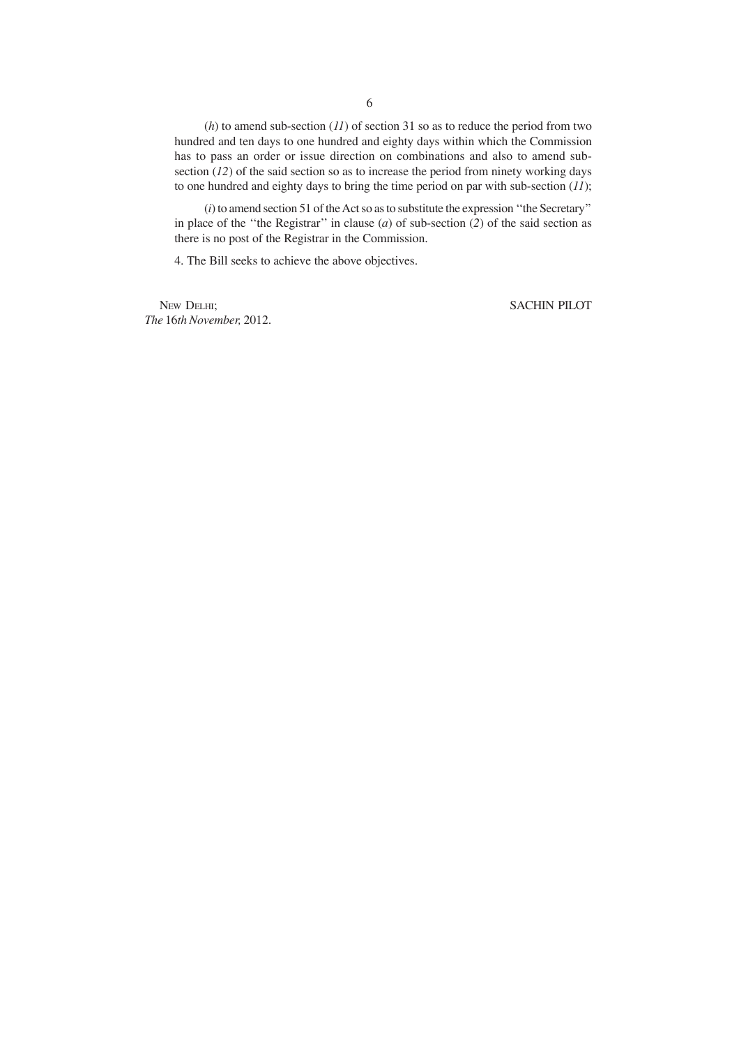(*h*) to amend sub-section (*11*) of section 31 so as to reduce the period from two hundred and ten days to one hundred and eighty days within which the Commission has to pass an order or issue direction on combinations and also to amend sub-section (*12*) of the said section so as to increase the period from ninety working days to one hundred and eighty days to bring the time period on par with sub-section (*11*);

(*i*) to amend section 51 of the Act so as to substitute the expression ''the Secretary'' in place of the ''the Registrar'' in clause (*a*) of sub-section (*2*) of the said section as there is no post of the Registrar in the Commission.

4. The Bill seeks to achieve the above objectives.

NEW DELHI;
*The* 16*th November,* 2012.

SACHIN PILOT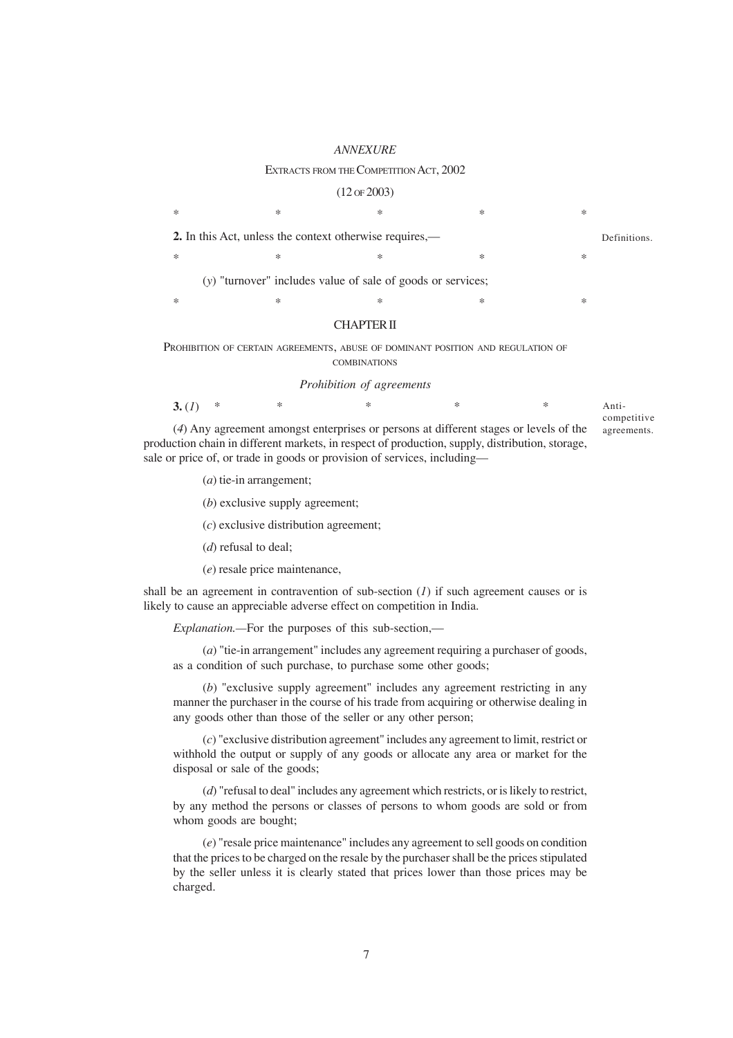*ANNEXURE*

EXTRACTS FROM THE COMPETITION ACT, 2002

(12 OF 2003)

\*                    \*                    \*                    \*                    \*

Definitions.

**2.** In this Act, unless the context otherwise requires,—

\*                    \*                    \*                    \*                    \*

(*y*) "turnover" includes value of sale of goods or services;

\*                    \*                    \*                    \*                    \*

## CHAPTER II

PROHIBITION OF CERTAIN AGREEMENTS, ABUSE OF DOMINANT POSITION AND REGULATION OF COMBINATIONS

*Prohibition of agreements*

Anti-competitive agreements.

**3.** (*1*)    \*                    \*                    \*                    \*                    \*

(*4*) Any agreement amongst enterprises or persons at different stages or levels of the production chain in different markets, in respect of production, supply, distribution, storage, sale or price of, or trade in goods or provision of services, including—

(*a*) tie-in arrangement;

(*b*) exclusive supply agreement;

(*c*) exclusive distribution agreement;

(*d*) refusal to deal;

(*e*) resale price maintenance,

shall be an agreement in contravention of sub-section (*1*) if such agreement causes or is likely to cause an appreciable adverse effect on competition in India.

*Explanation.*—For the purposes of this sub-section,—

(*a*) "tie-in arrangement" includes any agreement requiring a purchaser of goods, as a condition of such purchase, to purchase some other goods;

(*b*) "exclusive supply agreement" includes any agreement restricting in any manner the purchaser in the course of his trade from acquiring or otherwise dealing in any goods other than those of the seller or any other person;

(*c*) "exclusive distribution agreement" includes any agreement to limit, restrict or withhold the output or supply of any goods or allocate any area or market for the disposal or sale of the goods;

(*d*) "refusal to deal" includes any agreement which restricts, or is likely to restrict, by any method the persons or classes of persons to whom goods are sold or from whom goods are bought;

(*e*) "resale price maintenance" includes any agreement to sell goods on condition that the prices to be charged on the resale by the purchaser shall be the prices stipulated by the seller unless it is clearly stated that prices lower than those prices may be charged.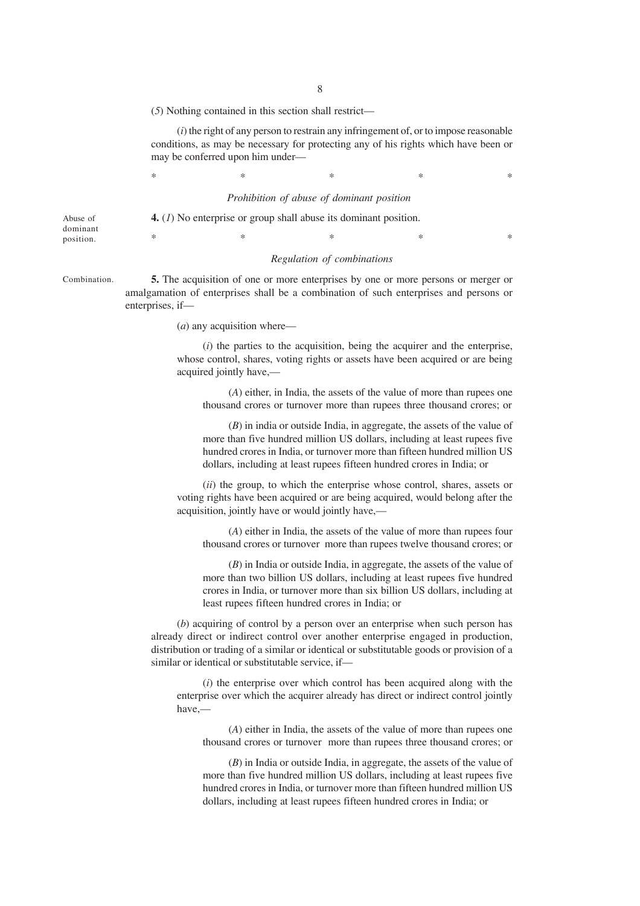(*5*) Nothing contained in this section shall restrict—

(*i*) the right of any person to restrain any infringement of, or to impose reasonable conditions, as may be necessary for protecting any of his rights which have been or may be conferred upon him under—

\*            \*            \*            \*            \*

*Prohibition of abuse of dominant position*

Abuse of dominant position.

**4.** (*1*) No enterprise or group shall abuse its dominant position.

\*            \*            \*            \*            \*

*Regulation of combinations*

Combination.

**5.** The acquisition of one or more enterprises by one or more persons or merger or amalgamation of enterprises shall be a combination of such enterprises and persons or enterprises, if—

(*a*) any acquisition where—

(*i*) the parties to the acquisition, being the acquirer and the enterprise, whose control, shares, voting rights or assets have been acquired or are being acquired jointly have,—

(*A*) either, in India, the assets of the value of more than rupees one thousand crores or turnover more than rupees three thousand crores; or

(*B*) in india or outside India, in aggregate, the assets of the value of more than five hundred million US dollars, including at least rupees five hundred crores in India, or turnover more than fifteen hundred million US dollars, including at least rupees fifteen hundred crores in India; or

(*ii*) the group, to which the enterprise whose control, shares, assets or voting rights have been acquired or are being acquired, would belong after the acquisition, jointly have or would jointly have,—

(*A*) either in India, the assets of the value of more than rupees four thousand crores or turnover more than rupees twelve thousand crores; or

(*B*) in India or outside India, in aggregate, the assets of the value of more than two billion US dollars, including at least rupees five hundred crores in India, or turnover more than six billion US dollars, including at least rupees fifteen hundred crores in India; or

(*b*) acquiring of control by a person over an enterprise when such person has already direct or indirect control over another enterprise engaged in production, distribution or trading of a similar or identical or substitutable goods or provision of a similar or identical or substitutable service, if—

(*i*) the enterprise over which control has been acquired along with the enterprise over which the acquirer already has direct or indirect control jointly have,—

(*A*) either in India, the assets of the value of more than rupees one thousand crores or turnover more than rupees three thousand crores; or

(*B*) in India or outside India, in aggregate, the assets of the value of more than five hundred million US dollars, including at least rupees five hundred crores in India, or turnover more than fifteen hundred million US dollars, including at least rupees fifteen hundred crores in India; or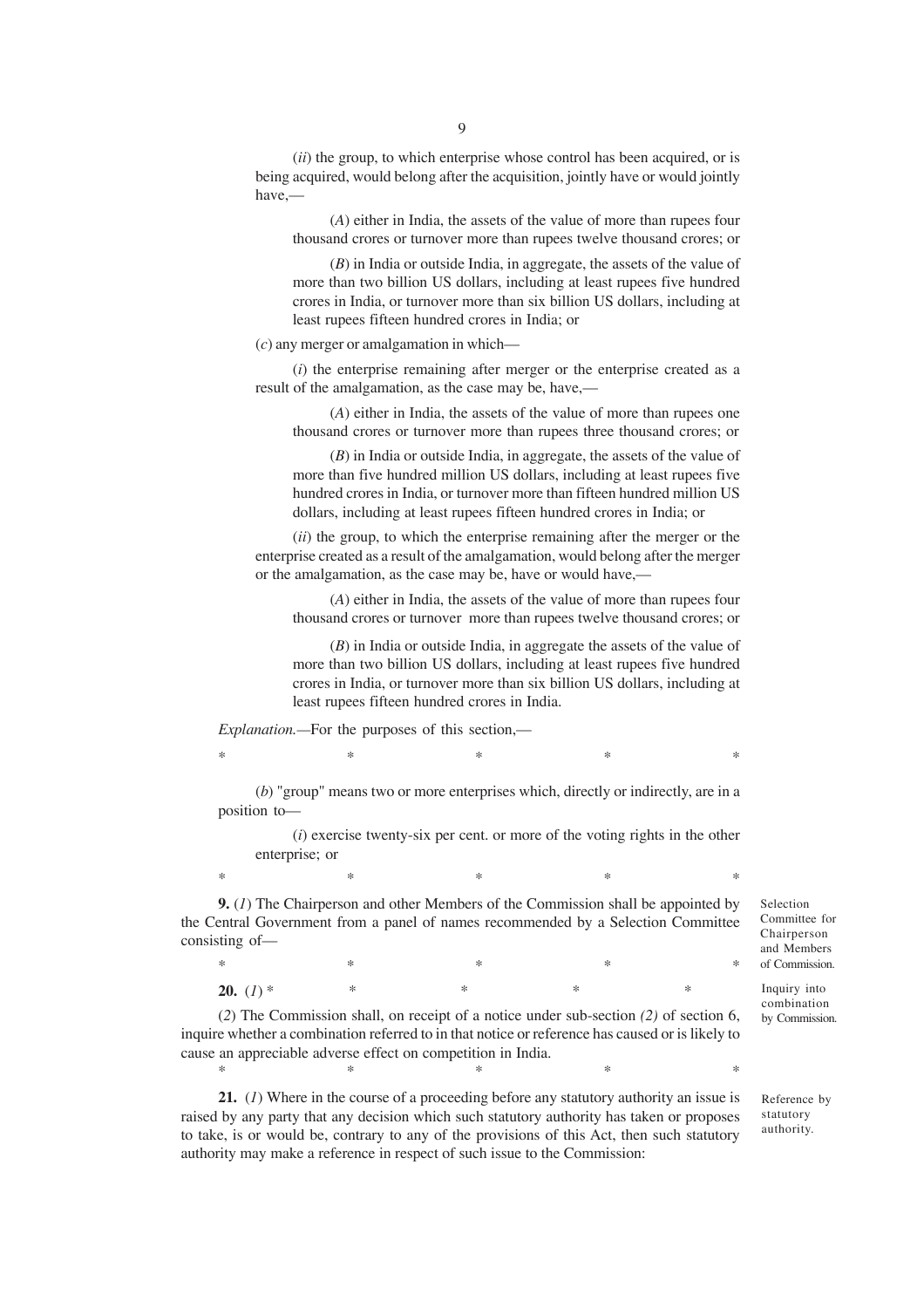(*ii*) the group, to which enterprise whose control has been acquired, or is being acquired, would belong after the acquisition, jointly have or would jointly have,—

(*A*) either in India, the assets of the value of more than rupees four thousand crores or turnover more than rupees twelve thousand crores; or

(*B*) in India or outside India, in aggregate, the assets of the value of more than two billion US dollars, including at least rupees five hundred crores in India, or turnover more than six billion US dollars, including at least rupees fifteen hundred crores in India; or

(*c*) any merger or amalgamation in which—

(*i*) the enterprise remaining after merger or the enterprise created as a result of the amalgamation, as the case may be, have,—

(*A*) either in India, the assets of the value of more than rupees one thousand crores or turnover more than rupees three thousand crores; or

(*B*) in India or outside India, in aggregate, the assets of the value of more than five hundred million US dollars, including at least rupees five hundred crores in India, or turnover more than fifteen hundred million US dollars, including at least rupees fifteen hundred crores in India; or

(*ii*) the group, to which the enterprise remaining after the merger or the enterprise created as a result of the amalgamation, would belong after the merger or the amalgamation, as the case may be, have or would have,—

(*A*) either in India, the assets of the value of more than rupees four thousand crores or turnover more than rupees twelve thousand crores; or

(*B*) in India or outside India, in aggregate the assets of the value of more than two billion US dollars, including at least rupees five hundred crores in India, or turnover more than six billion US dollars, including at least rupees fifteen hundred crores in India.

*Explanation.*—For the purposes of this section,—

\* \* \* \* \*

(*b*) "group" means two or more enterprises which, directly or indirectly, are in a position to—

(*i*) exercise twenty-six per cent. or more of the voting rights in the other enterprise; or

\* \* \* \* \*

Selection Committee for Chairperson and Members of Commission.

**9.** (*1*) The Chairperson and other Members of the Commission shall be appointed by the Central Government from a panel of names recommended by a Selection Committee consisting of—

\* \* \* \* \*

Inquiry into combination by Commission.

**20.** (*1*) \* \* \* \* \*

(*2*) The Commission shall, on receipt of a notice under sub-section *(2)* of section 6, inquire whether a combination referred to in that notice or reference has caused or is likely to cause an appreciable adverse effect on competition in India.

\* \* \* \* \*

Reference by statutory authority.

**21.** (*1*) Where in the course of a proceeding before any statutory authority an issue is raised by any party that any decision which such statutory authority has taken or proposes to take, is or would be, contrary to any of the provisions of this Act, then such statutory authority may make a reference in respect of such issue to the Commission: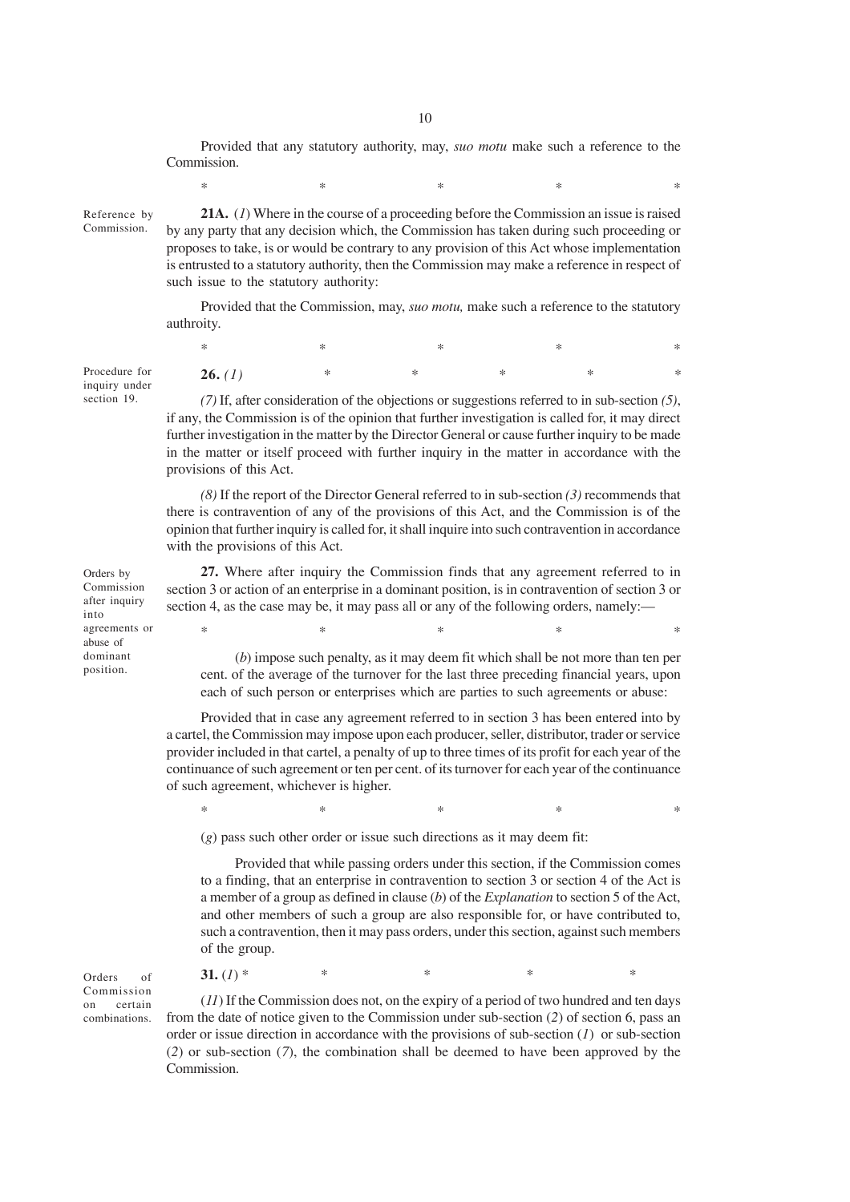Provided that any statutory authority, may, *suo motu* make such a reference to the Commission.

\* \* \* \* \*

Reference by Commission.

**21A.** (*1*) Where in the course of a proceeding before the Commission an issue is raised by any party that any decision which, the Commission has taken during such proceeding or proposes to take, is or would be contrary to any provision of this Act whose implementation is entrusted to a statutory authority, then the Commission may make a reference in respect of such issue to the statutory authority:

Provided that the Commission, may, *suo motu,* make such a reference to the statutory authroity.

\* \* \* \* \*

Procedure for inquiry under section 19.

**26.** *(1)* \* \* \* \* \*

*(7)* If, after consideration of the objections or suggestions referred to in sub-section *(5)*, if any, the Commission is of the opinion that further investigation is called for, it may direct further investigation in the matter by the Director General or cause further inquiry to be made in the matter or itself proceed with further inquiry in the matter in accordance with the provisions of this Act.

*(8)* If the report of the Director General referred to in sub-section *(3)* recommends that there is contravention of any of the provisions of this Act, and the Commission is of the opinion that further inquiry is called for, it shall inquire into such contravention in accordance with the provisions of this Act.

Orders by Commission after inquiry into agreements or abuse of dominant position.

**27.** Where after inquiry the Commission finds that any agreement referred to in section 3 or action of an enterprise in a dominant position, is in contravention of section 3 or section 4, as the case may be, it may pass all or any of the following orders, namely:—

\* \* \* \* \*

(*b*) impose such penalty, as it may deem fit which shall be not more than ten per cent. of the average of the turnover for the last three preceding financial years, upon each of such person or enterprises which are parties to such agreements or abuse:

Provided that in case any agreement referred to in section 3 has been entered into by a cartel, the Commission may impose upon each producer, seller, distributor, trader or service provider included in that cartel, a penalty of up to three times of its profit for each year of the continuance of such agreement or ten per cent. of its turnover for each year of the continuance of such agreement, whichever is higher.

\* \* \* \* \*

(*g*) pass such other order or issue such directions as it may deem fit:

Provided that while passing orders under this section, if the Commission comes to a finding, that an enterprise in contravention to section 3 or section 4 of the Act is a member of a group as defined in clause (*b*) of the *Explanation* to section 5 of the Act, and other members of such a group are also responsible for, or have contributed to, such a contravention, then it may pass orders, under this section, against such members of the group.

Orders of Commission on certain combinations.

**31.** (*1*) \* \* \* \* \*

(*11*) If the Commission does not, on the expiry of a period of two hundred and ten days from the date of notice given to the Commission under sub-section (*2*) of section 6, pass an order or issue direction in accordance with the provisions of sub-section (*1*) or sub-section (*2*) or sub-section (*7*), the combination shall be deemed to have been approved by the Commission.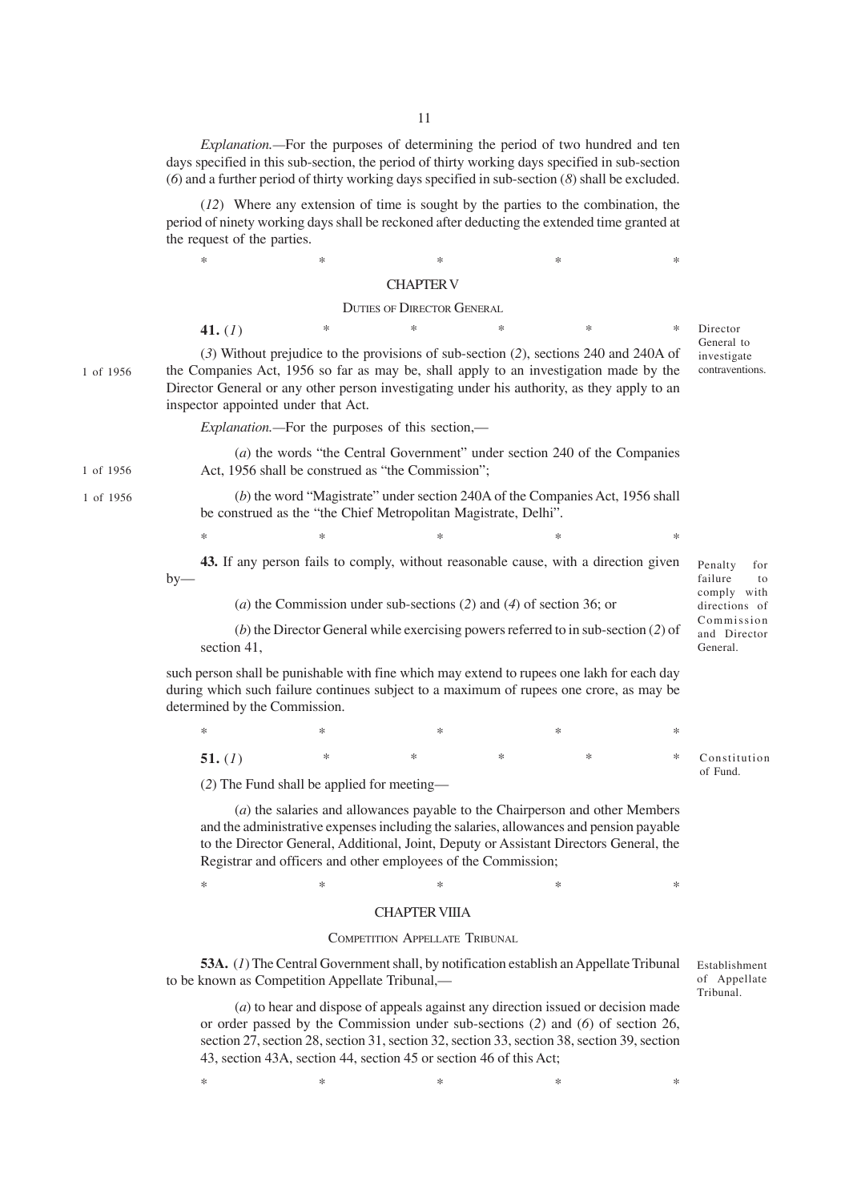*Explanation.*—For the purposes of determining the period of two hundred and ten days specified in this sub-section, the period of thirty working days specified in sub-section (*6*) and a further period of thirty working days specified in sub-section (*8*) shall be excluded.

(*12*) Where any extension of time is sought by the parties to the combination, the period of ninety working days shall be reckoned after deducting the extended time granted at the request of the parties.

\* \* \* \* \*

## CHAPTER V

### DUTIES OF DIRECTOR GENERAL

Director General to investigate contraventions.

**41.** (*1*) \* \* \* \* \*

(*3*) Without prejudice to the provisions of sub-section (*2*), sections 240 and 240A of the Companies Act, 1956 so far as may be, shall apply to an investigation made by the Director General or any other person investigating under his authority, as they apply to an inspector appointed under that Act. (1 of 1956)

*Explanation.*—For the purposes of this section,—

(*a*) the words "the Central Government" under section 240 of the Companies Act, 1956 shall be construed as "the Commission"; (1 of 1956)

(*b*) the word "Magistrate" under section 240A of the Companies Act, 1956 shall be construed as the "the Chief Metropolitan Magistrate, Delhi". (1 of 1956)

\* \* \* \* \*

Penalty for failure to comply with directions of Commission and Director General.

**43.** If any person fails to comply, without reasonable cause, with a direction given by—

(*a*) the Commission under sub-sections (*2*) and (*4*) of section 36; or

(*b*) the Director General while exercising powers referred to in sub-section (*2*) of section 41,

such person shall be punishable with fine which may extend to rupees one lakh for each day during which such failure continues subject to a maximum of rupees one crore, as may be determined by the Commission.

\* \* \* \* \*

Constitution of Fund.

**51.** (*1*) \* \* \* \* \*

(*2*) The Fund shall be applied for meeting—

(*a*) the salaries and allowances payable to the Chairperson and other Members and the administrative expenses including the salaries, allowances and pension payable to the Director General, Additional, Joint, Deputy or Assistant Directors General, the Registrar and officers and other employees of the Commission;

\* \* \* \* \*

## CHAPTER VIIIA

### COMPETITION APPELLATE TRIBUNAL

Establishment of Appellate Tribunal.

**53A.** (*1*) The Central Government shall, by notification establish an Appellate Tribunal to be known as Competition Appellate Tribunal,—

(*a*) to hear and dispose of appeals against any direction issued or decision made or order passed by the Commission under sub-sections (*2*) and (*6*) of section 26, section 27, section 28, section 31, section 32, section 33, section 38, section 39, section 43, section 43A, section 44, section 45 or section 46 of this Act;

\* \* \* \* \*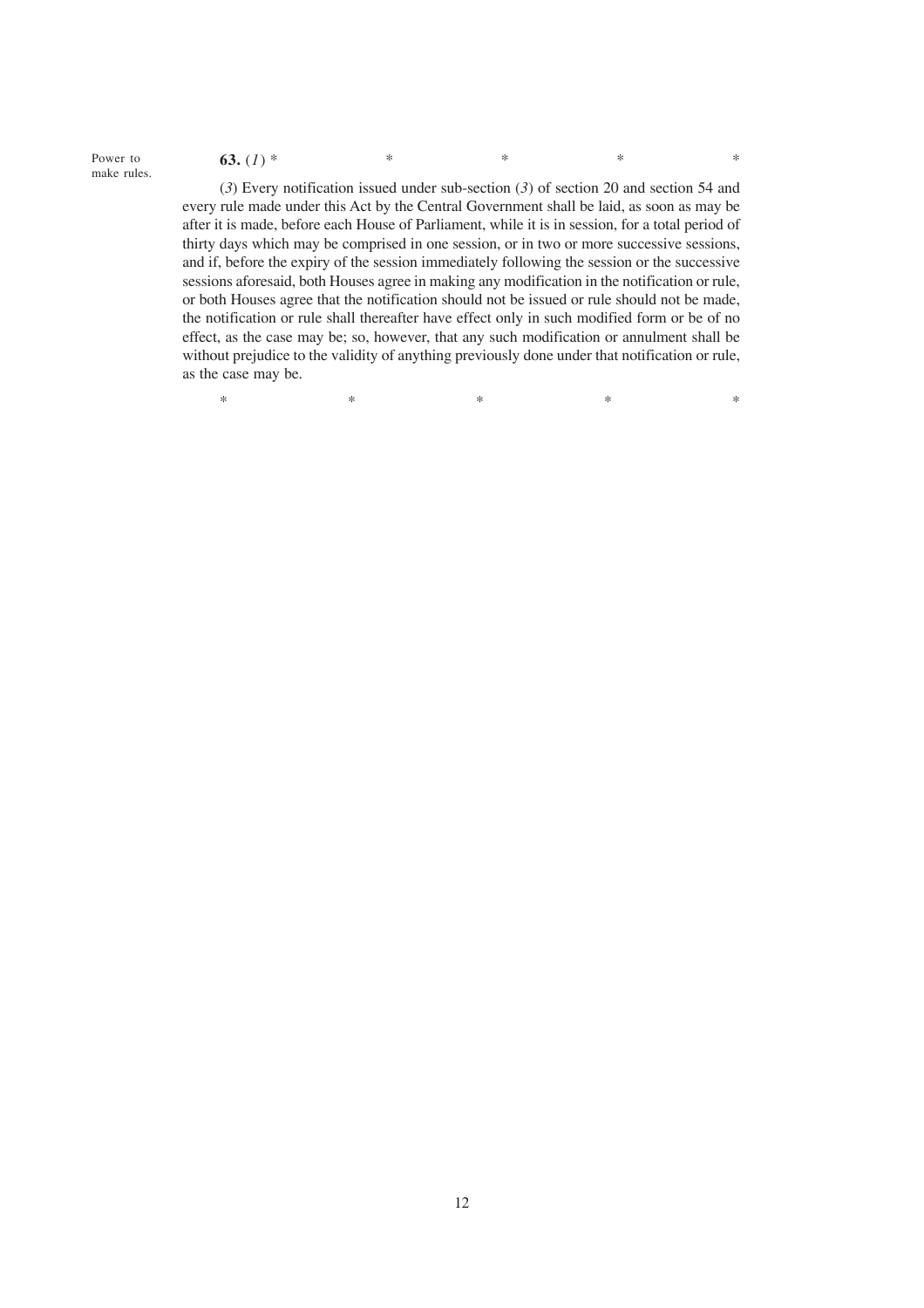Power to make rules.

**63.** (*1*) * * * * *

(*3*) Every notification issued under sub-section (*3*) of section 20 and section 54 and every rule made under this Act by the Central Government shall be laid, as soon as may be after it is made, before each House of Parliament, while it is in session, for a total period of thirty days which may be comprised in one session, or in two or more successive sessions, and if, before the expiry of the session immediately following the session or the successive sessions aforesaid, both Houses agree in making any modification in the notification or rule, or both Houses agree that the notification should not be issued or rule should not be made, the notification or rule shall thereafter have effect only in such modified form or be of no effect, as the case may be; so, however, that any such modification or annulment shall be without prejudice to the validity of anything previously done under that notification or rule, as the case may be.

* * * * *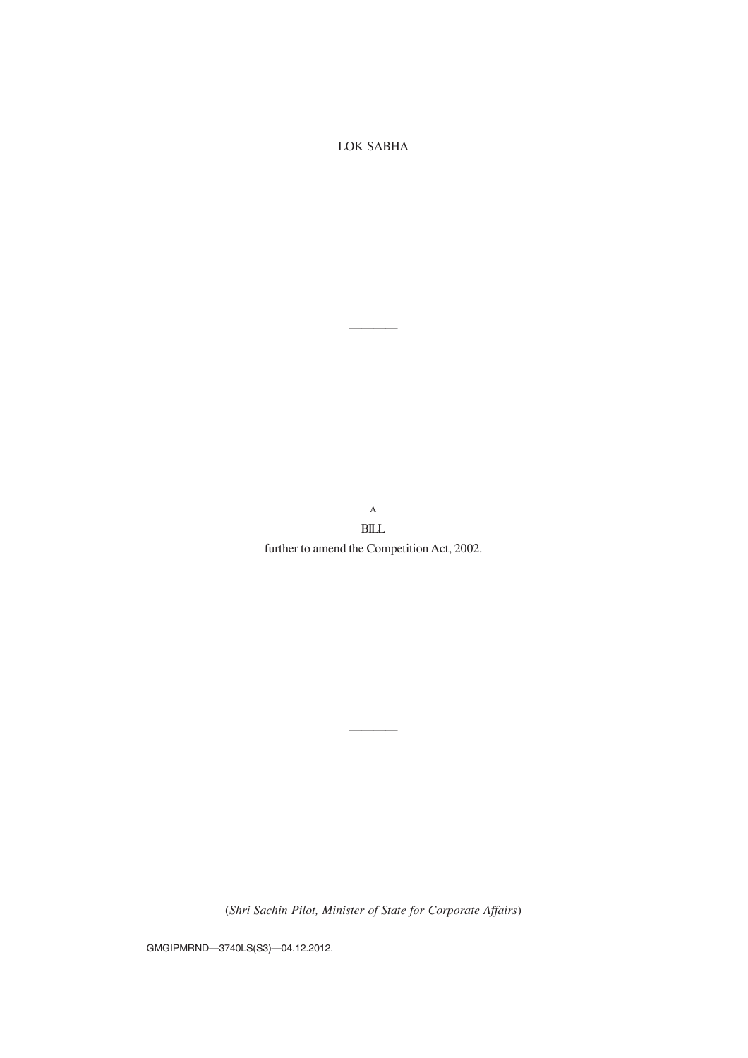LOK SABHA

————

A

BILL

further to amend the Competition Act, 2002.

————

(*Shri Sachin Pilot, Minister of State for Corporate Affairs*)

GMGIPMRND—3740LS(S3)—04.12.2012.